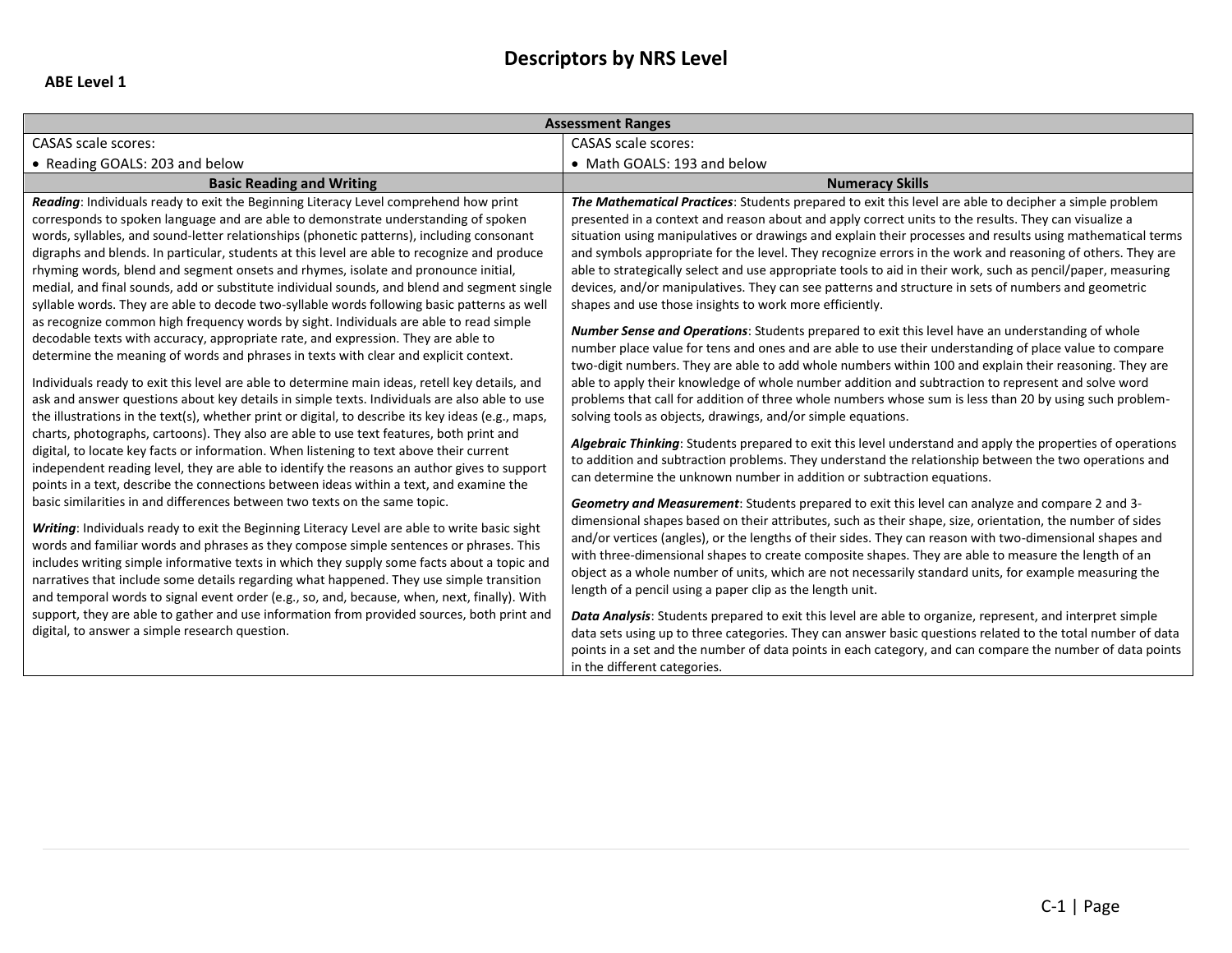# Descriptors by NRS Level

## ABE Level 1

| Assessment Ranges | |
|---|---|
| CASAS scale scores:<br>• Reading GOALS: 203 and below | CASAS scale scores:<br>• Math GOALS: 193 and below |
| **Basic Reading and Writing** | **Numeracy Skills** |
| ***Reading***: Individuals ready to exit the Beginning Literacy Level comprehend how print corresponds to spoken language and are able to demonstrate understanding of spoken words, syllables, and sound-letter relationships (phonetic patterns), including consonant digraphs and blends. In particular, students at this level are able to recognize and produce rhyming words, blend and segment onsets and rhymes, isolate and pronounce initial, medial, and final sounds, add or substitute individual sounds, and blend and segment single syllable words. They are able to decode two-syllable words following basic patterns as well as recognize common high frequency words by sight. Individuals are able to read simple decodable texts with accuracy, appropriate rate, and expression. They are able to determine the meaning of words and phrases in texts with clear and explicit context.<br><br>Individuals ready to exit this level are able to determine main ideas, retell key details, and ask and answer questions about key details in simple texts. Individuals are also able to use the illustrations in the text(s), whether print or digital, to describe its key ideas (e.g., maps, charts, photographs, cartoons). They also are able to use text features, both print and digital, to locate key facts or information. When listening to text above their current independent reading level, they are able to identify the reasons an author gives to support points in a text, describe the connections between ideas within a text, and examine the basic similarities in and differences between two texts on the same topic.<br><br>***Writing***: Individuals ready to exit the Beginning Literacy Level are able to write basic sight words and familiar words and phrases as they compose simple sentences or phrases. This includes writing simple informative texts in which they supply some facts about a topic and narratives that include some details regarding what happened. They use simple transition and temporal words to signal event order (e.g., so, and, because, when, next, finally). With support, they are able to gather and use information from provided sources, both print and digital, to answer a simple research question. | ***The Mathematical Practices***: Students prepared to exit this level are able to decipher a simple problem presented in a context and reason about and apply correct units to the results. They can visualize a situation using manipulatives or drawings and explain their processes and results using mathematical terms and symbols appropriate for the level. They recognize errors in the work and reasoning of others. They are able to strategically select and use appropriate tools to aid in their work, such as pencil/paper, measuring devices, and/or manipulatives. They can see patterns and structure in sets of numbers and geometric shapes and use those insights to work more efficiently.<br><br>***Number Sense and Operations***: Students prepared to exit this level have an understanding of whole number place value for tens and ones and are able to use their understanding of place value to compare two-digit numbers. They are able to add whole numbers within 100 and explain their reasoning. They are able to apply their knowledge of whole number addition and subtraction to represent and solve word problems that call for addition of three whole numbers whose sum is less than 20 by using such problem-solving tools as objects, drawings, and/or simple equations.<br><br>***Algebraic Thinking***: Students prepared to exit this level understand and apply the properties of operations to addition and subtraction problems. They understand the relationship between the two operations and can determine the unknown number in addition or subtraction equations.<br><br>***Geometry and Measurement***: Students prepared to exit this level can analyze and compare 2 and 3-dimensional shapes based on their attributes, such as their shape, size, orientation, the number of sides and/or vertices (angles), or the lengths of their sides. They can reason with two-dimensional shapes and with three-dimensional shapes to create composite shapes. They are able to measure the length of an object as a whole number of units, which are not necessarily standard units, for example measuring the length of a pencil using a paper clip as the length unit.<br><br>***Data Analysis***: Students prepared to exit this level are able to organize, represent, and interpret simple data sets using up to three categories. They can answer basic questions related to the total number of data points in a set and the number of data points in each category, and can compare the number of data points in the different categories. |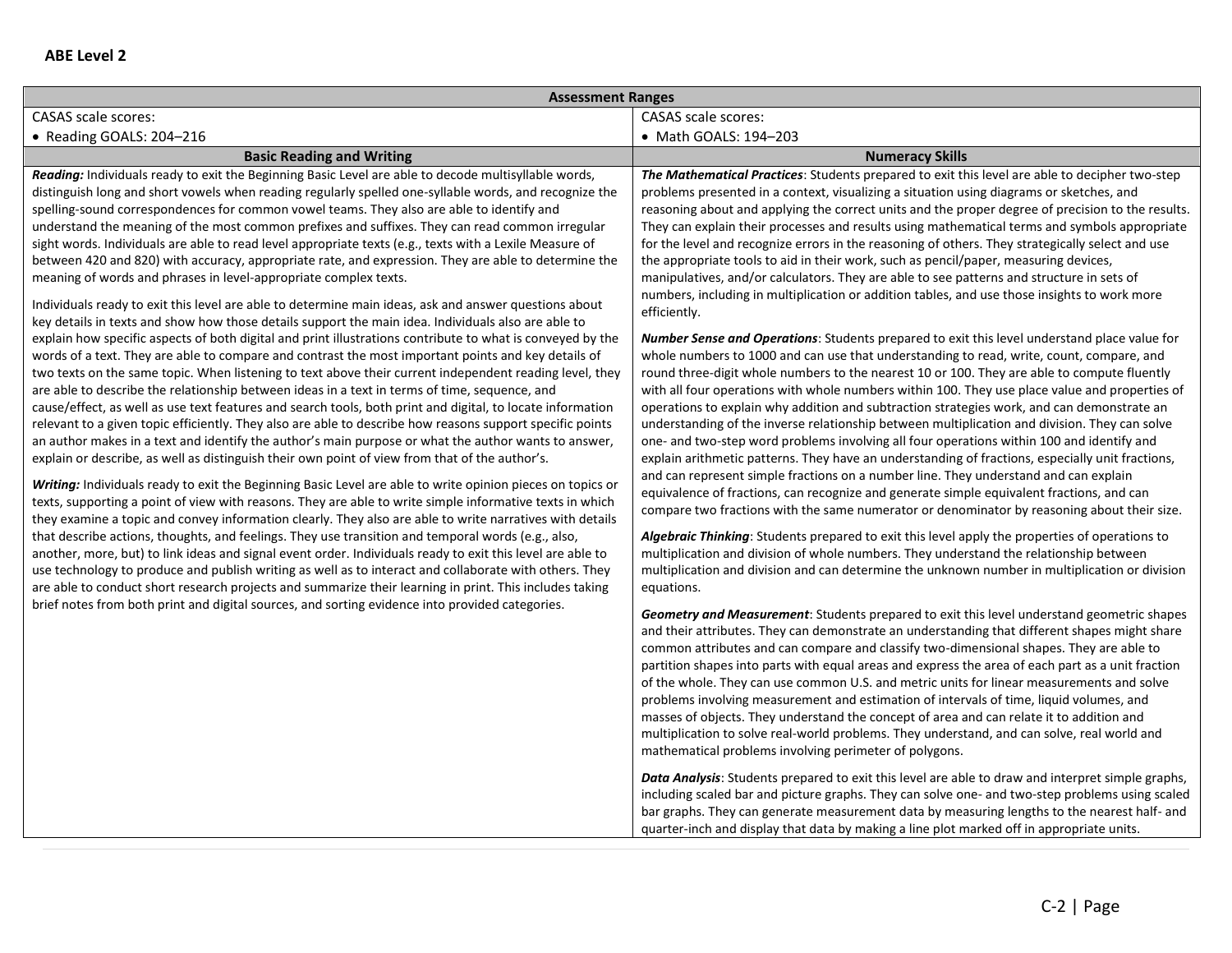## ABE Level 2

| Assessment Ranges | |
|---|---|
| CASAS scale scores:<br>• Reading GOALS: 204–216 | CASAS scale scores:<br>• Math GOALS: 194–203 |
| **Basic Reading and Writing** | **Numeracy Skills** |
| ***Reading:*** Individuals ready to exit the Beginning Basic Level are able to decode multisyllable words, distinguish long and short vowels when reading regularly spelled one-syllable words, and recognize the spelling-sound correspondences for common vowel teams. They also are able to identify and understand the meaning of the most common prefixes and suffixes. They can read common irregular sight words. Individuals are able to read level appropriate texts (e.g., texts with a Lexile Measure of between 420 and 820) with accuracy, appropriate rate, and expression. They are able to determine the meaning of words and phrases in level-appropriate complex texts.<br><br>Individuals ready to exit this level are able to determine main ideas, ask and answer questions about key details in texts and show how those details support the main idea. Individuals also are able to explain how specific aspects of both digital and print illustrations contribute to what is conveyed by the words of a text. They are able to compare and contrast the most important points and key details of two texts on the same topic. When listening to text above their current independent reading level, they are able to describe the relationship between ideas in a text in terms of time, sequence, and cause/effect, as well as use text features and search tools, both print and digital, to locate information relevant to a given topic efficiently. They also are able to describe how reasons support specific points an author makes in a text and identify the author's main purpose or what the author wants to answer, explain or describe, as well as distinguish their own point of view from that of the author's.<br><br>***Writing:*** Individuals ready to exit the Beginning Basic Level are able to write opinion pieces on topics or texts, supporting a point of view with reasons. They are able to write simple informative texts in which they examine a topic and convey information clearly. They also are able to write narratives with details that describe actions, thoughts, and feelings. They use transition and temporal words (e.g., also, another, more, but) to link ideas and signal event order. Individuals ready to exit this level are able to use technology to produce and publish writing as well as to interact and collaborate with others. They are able to conduct short research projects and summarize their learning in print. This includes taking brief notes from both print and digital sources, and sorting evidence into provided categories. | ***The Mathematical Practices***: Students prepared to exit this level are able to decipher two-step problems presented in a context, visualizing a situation using diagrams or sketches, and reasoning about and applying the correct units and the proper degree of precision to the results. They can explain their processes and results using mathematical terms and symbols appropriate for the level and recognize errors in the reasoning of others. They strategically select and use the appropriate tools to aid in their work, such as pencil/paper, measuring devices, manipulatives, and/or calculators. They are able to see patterns and structure in sets of numbers, including in multiplication or addition tables, and use those insights to work more efficiently.<br><br>***Number Sense and Operations***: Students prepared to exit this level understand place value for whole numbers to 1000 and can use that understanding to read, write, count, compare, and round three-digit whole numbers to the nearest 10 or 100. They are able to compute fluently with all four operations with whole numbers within 100. They use place value and properties of operations to explain why addition and subtraction strategies work, and can demonstrate an understanding of the inverse relationship between multiplication and division. They can solve one- and two-step word problems involving all four operations within 100 and identify and explain arithmetic patterns. They have an understanding of fractions, especially unit fractions, and can represent simple fractions on a number line. They understand and can explain equivalence of fractions, can recognize and generate simple equivalent fractions, and can compare two fractions with the same numerator or denominator by reasoning about their size.<br><br>***Algebraic Thinking***: Students prepared to exit this level apply the properties of operations to multiplication and division of whole numbers. They understand the relationship between multiplication and division and can determine the unknown number in multiplication or division equations.<br><br>***Geometry and Measurement***: Students prepared to exit this level understand geometric shapes and their attributes. They can demonstrate an understanding that different shapes might share common attributes and can compare and classify two-dimensional shapes. They are able to partition shapes into parts with equal areas and express the area of each part as a unit fraction of the whole. They can use common U.S. and metric units for linear measurements and solve problems involving measurement and estimation of intervals of time, liquid volumes, and masses of objects. They understand the concept of area and can relate it to addition and multiplication to solve real-world problems. They understand, and can solve, real world and mathematical problems involving perimeter of polygons.<br><br>***Data Analysis***: Students prepared to exit this level are able to draw and interpret simple graphs, including scaled bar and picture graphs. They can solve one- and two-step problems using scaled bar graphs. They can generate measurement data by measuring lengths to the nearest half- and quarter-inch and display that data by making a line plot marked off in appropriate units. |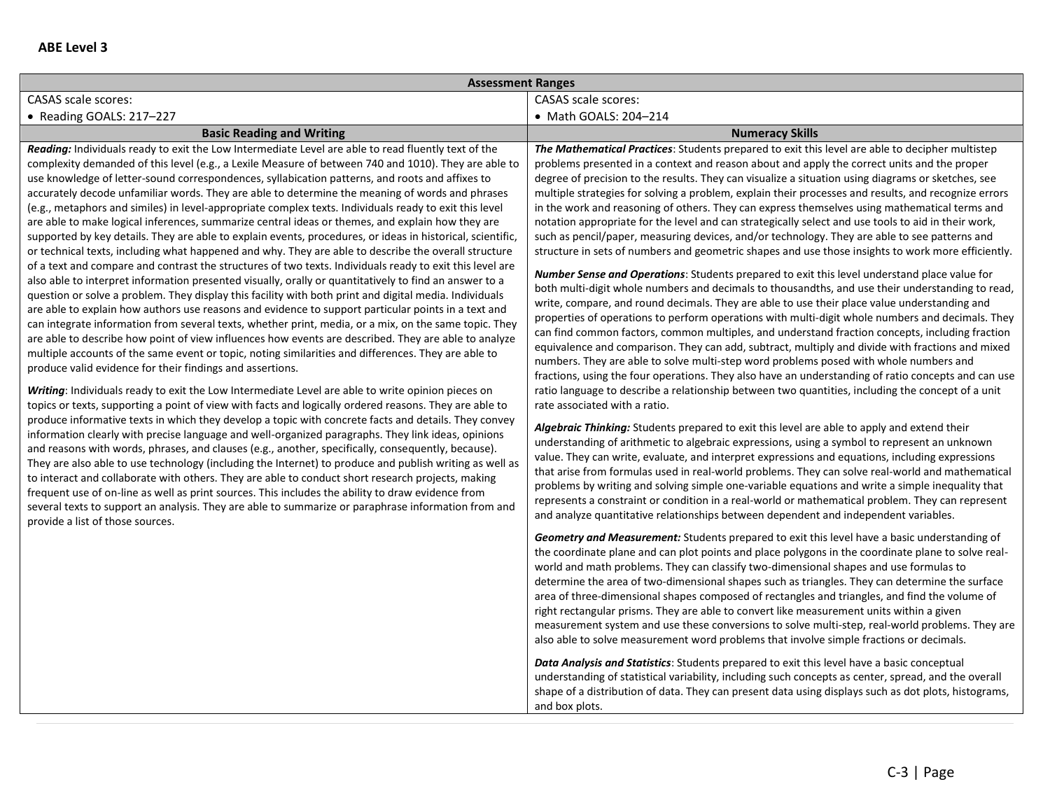## ABE Level 3

| Assessment Ranges | |
|---|---|
| CASAS scale scores:<br>• Reading GOALS: 217–227 | CASAS scale scores:<br>• Math GOALS: 204–214 |
| **Basic Reading and Writing** | **Numeracy Skills** |
| ***Reading:*** Individuals ready to exit the Low Intermediate Level are able to read fluently text of the complexity demanded of this level (e.g., a Lexile Measure of between 740 and 1010). They are able to use knowledge of letter-sound correspondences, syllabication patterns, and roots and affixes to accurately decode unfamiliar words. They are able to determine the meaning of words and phrases (e.g., metaphors and similes) in level-appropriate complex texts. Individuals ready to exit this level are able to make logical inferences, summarize central ideas or themes, and explain how they are supported by key details. They are able to explain events, procedures, or ideas in historical, scientific, or technical texts, including what happened and why. They are able to describe the overall structure of a text and compare and contrast the structures of two texts. Individuals ready to exit this level are also able to interpret information presented visually, orally or quantitatively to find an answer to a question or solve a problem. They display this facility with both print and digital media. Individuals are able to explain how authors use reasons and evidence to support particular points in a text and can integrate information from several texts, whether print, media, or a mix, on the same topic. They are able to describe how point of view influences how events are described. They are able to analyze multiple accounts of the same event or topic, noting similarities and differences. They are able to produce valid evidence for their findings and assertions.<br><br>***Writing*:** Individuals ready to exit the Low Intermediate Level are able to write opinion pieces on topics or texts, supporting a point of view with facts and logically ordered reasons. They are able to produce informative texts in which they develop a topic with concrete facts and details. They convey information clearly with precise language and well-organized paragraphs. They link ideas, opinions and reasons with words, phrases, and clauses (e.g., another, specifically, consequently, because). They are also able to use technology (including the Internet) to produce and publish writing as well as to interact and collaborate with others. They are able to conduct short research projects, making frequent use of on-line as well as print sources. This includes the ability to draw evidence from several texts to support an analysis. They are able to summarize or paraphrase information from and provide a list of those sources. | ***The Mathematical Practices*:** Students prepared to exit this level are able to decipher multistep problems presented in a context and reason about and apply the correct units and the proper degree of precision to the results. They can visualize a situation using diagrams or sketches, see multiple strategies for solving a problem, explain their processes and results, and recognize errors in the work and reasoning of others. They can express themselves using mathematical terms and notation appropriate for the level and can strategically select and use tools to aid in their work, such as pencil/paper, measuring devices, and/or technology. They are able to see patterns and structure in sets of numbers and geometric shapes and use those insights to work more efficiently.<br><br>***Number Sense and Operations*:** Students prepared to exit this level understand place value for both multi-digit whole numbers and decimals to thousandths, and use their understanding to read, write, compare, and round decimals. They are able to use their place value understanding and properties of operations to perform operations with multi-digit whole numbers and decimals. They can find common factors, common multiples, and understand fraction concepts, including fraction equivalence and comparison. They can add, subtract, multiply and divide with fractions and mixed numbers. They are able to solve multi-step word problems posed with whole numbers and fractions, using the four operations. They also have an understanding of ratio concepts and can use ratio language to describe a relationship between two quantities, including the concept of a unit rate associated with a ratio.<br><br>***Algebraic Thinking:*** Students prepared to exit this level are able to apply and extend their understanding of arithmetic to algebraic expressions, using a symbol to represent an unknown value. They can write, evaluate, and interpret expressions and equations, including expressions that arise from formulas used in real-world problems. They can solve real-world and mathematical problems by writing and solving simple one-variable equations and write a simple inequality that represents a constraint or condition in a real-world or mathematical problem. They can represent and analyze quantitative relationships between dependent and independent variables.<br><br>***Geometry and Measurement:*** Students prepared to exit this level have a basic understanding of the coordinate plane and can plot points and place polygons in the coordinate plane to solve real-world and math problems. They can classify two-dimensional shapes and use formulas to determine the area of two-dimensional shapes such as triangles. They can determine the surface area of three-dimensional shapes composed of rectangles and triangles, and find the volume of right rectangular prisms. They are able to convert like measurement units within a given measurement system and use these conversions to solve multi-step, real-world problems. They are also able to solve measurement word problems that involve simple fractions or decimals.<br><br>***Data Analysis and Statistics*:** Students prepared to exit this level have a basic conceptual understanding of statistical variability, including such concepts as center, spread, and the overall shape of a distribution of data. They can present data using displays such as dot plots, histograms, and box plots. |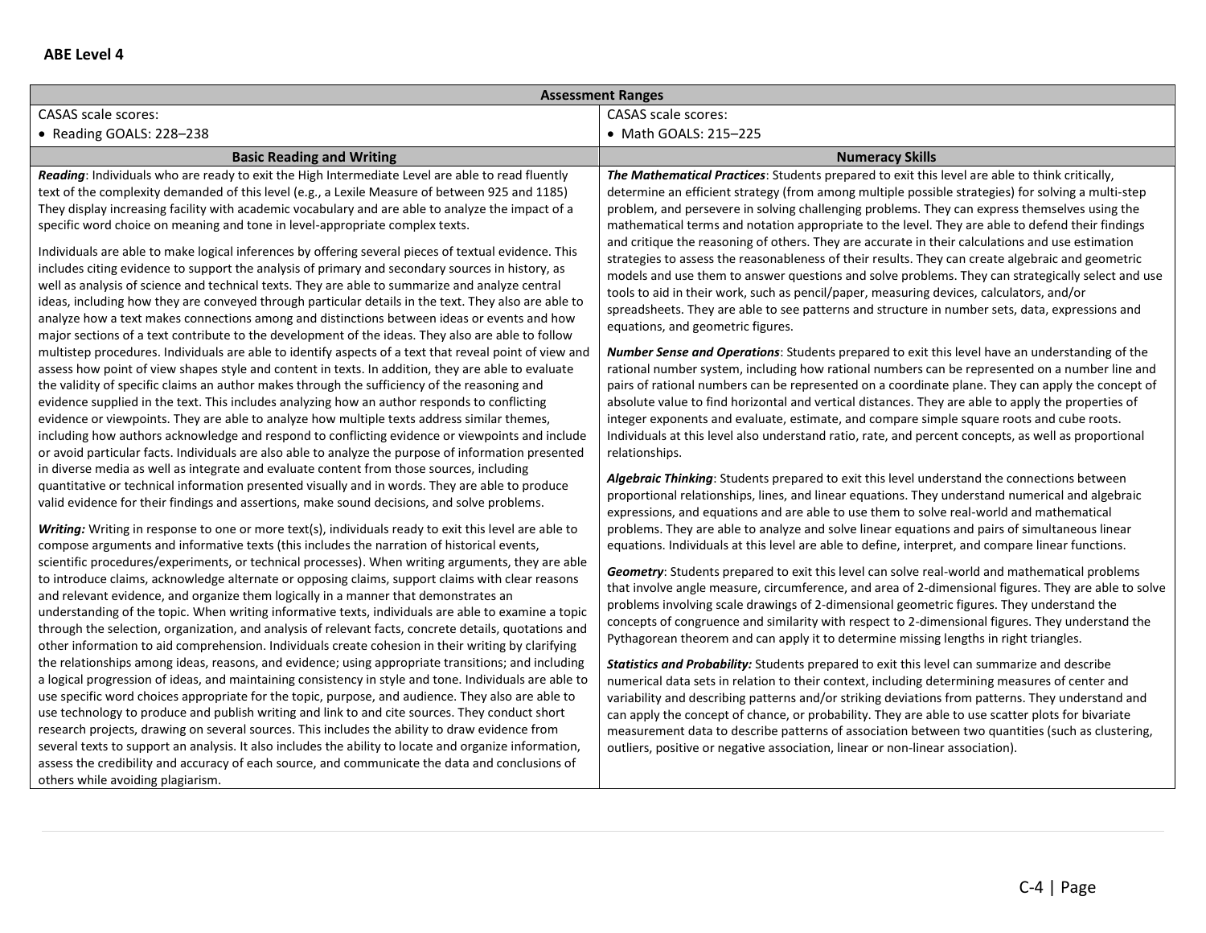## ABE Level 4

| Assessment Ranges | |
|---|---|
| CASAS scale scores:<br>• Reading GOALS: 228–238 | CASAS scale scores:<br>• Math GOALS: 215–225 |
| **Basic Reading and Writing** | **Numeracy Skills** |
| ***Reading***: Individuals who are ready to exit the High Intermediate Level are able to read fluently text of the complexity demanded of this level (e.g., a Lexile Measure of between 925 and 1185) They display increasing facility with academic vocabulary and are able to analyze the impact of a specific word choice on meaning and tone in level-appropriate complex texts.<br><br>Individuals are able to make logical inferences by offering several pieces of textual evidence. This includes citing evidence to support the analysis of primary and secondary sources in history, as well as analysis of science and technical texts. They are able to summarize and analyze central ideas, including how they are conveyed through particular details in the text. They also are able to analyze how a text makes connections among and distinctions between ideas or events and how major sections of a text contribute to the development of the ideas. They also are able to follow multistep procedures. Individuals are able to identify aspects of a text that reveal point of view and assess how point of view shapes style and content in texts. In addition, they are able to evaluate the validity of specific claims an author makes through the sufficiency of the reasoning and evidence supplied in the text. This includes analyzing how an author responds to conflicting evidence or viewpoints. They are able to analyze how multiple texts address similar themes, including how authors acknowledge and respond to conflicting evidence or viewpoints and include or avoid particular facts. Individuals are also able to analyze the purpose of information presented in diverse media as well as integrate and evaluate content from those sources, including quantitative or technical information presented visually and in words. They are able to produce valid evidence for their findings and assertions, make sound decisions, and solve problems.<br><br>***Writing:*** Writing in response to one or more text(s), individuals ready to exit this level are able to compose arguments and informative texts (this includes the narration of historical events, scientific procedures/experiments, or technical processes). When writing arguments, they are able to introduce claims, acknowledge alternate or opposing claims, support claims with clear reasons and relevant evidence, and organize them logically in a manner that demonstrates an understanding of the topic. When writing informative texts, individuals are able to examine a topic through the selection, organization, and analysis of relevant facts, concrete details, quotations and other information to aid comprehension. Individuals create cohesion in their writing by clarifying the relationships among ideas, reasons, and evidence; using appropriate transitions; and including a logical progression of ideas, and maintaining consistency in style and tone. Individuals are able to use specific word choices appropriate for the topic, purpose, and audience. They also are able to use technology to produce and publish writing and link to and cite sources. They conduct short research projects, drawing on several sources. This includes the ability to draw evidence from several texts to support an analysis. It also includes the ability to locate and organize information, assess the credibility and accuracy of each source, and communicate the data and conclusions of others while avoiding plagiarism. | ***The Mathematical Practices***: Students prepared to exit this level are able to think critically, determine an efficient strategy (from among multiple possible strategies) for solving a multi-step problem, and persevere in solving challenging problems. They can express themselves using the mathematical terms and notation appropriate to the level. They are able to defend their findings and critique the reasoning of others. They are accurate in their calculations and use estimation strategies to assess the reasonableness of their results. They can create algebraic and geometric models and use them to answer questions and solve problems. They can strategically select and use tools to aid in their work, such as pencil/paper, measuring devices, calculators, and/or spreadsheets. They are able to see patterns and structure in number sets, data, expressions and equations, and geometric figures.<br><br>***Number Sense and Operations***: Students prepared to exit this level have an understanding of the rational number system, including how rational numbers can be represented on a number line and pairs of rational numbers can be represented on a coordinate plane. They can apply the concept of absolute value to find horizontal and vertical distances. They are able to apply the properties of integer exponents and evaluate, estimate, and compare simple square roots and cube roots. Individuals at this level also understand ratio, rate, and percent concepts, as well as proportional relationships.<br><br>***Algebraic Thinking***: Students prepared to exit this level understand the connections between proportional relationships, lines, and linear equations. They understand numerical and algebraic expressions, and equations and are able to use them to solve real-world and mathematical problems. They are able to analyze and solve linear equations and pairs of simultaneous linear equations. Individuals at this level are able to define, interpret, and compare linear functions.<br><br>***Geometry***: Students prepared to exit this level can solve real-world and mathematical problems that involve angle measure, circumference, and area of 2-dimensional figures. They are able to solve problems involving scale drawings of 2-dimensional geometric figures. They understand the concepts of congruence and similarity with respect to 2-dimensional figures. They understand the Pythagorean theorem and can apply it to determine missing lengths in right triangles.<br><br>***Statistics and Probability:*** Students prepared to exit this level can summarize and describe numerical data sets in relation to their context, including determining measures of center and variability and describing patterns and/or striking deviations from patterns. They understand and can apply the concept of chance, or probability. They are able to use scatter plots for bivariate measurement data to describe patterns of association between two quantities (such as clustering, outliers, positive or negative association, linear or non-linear association). |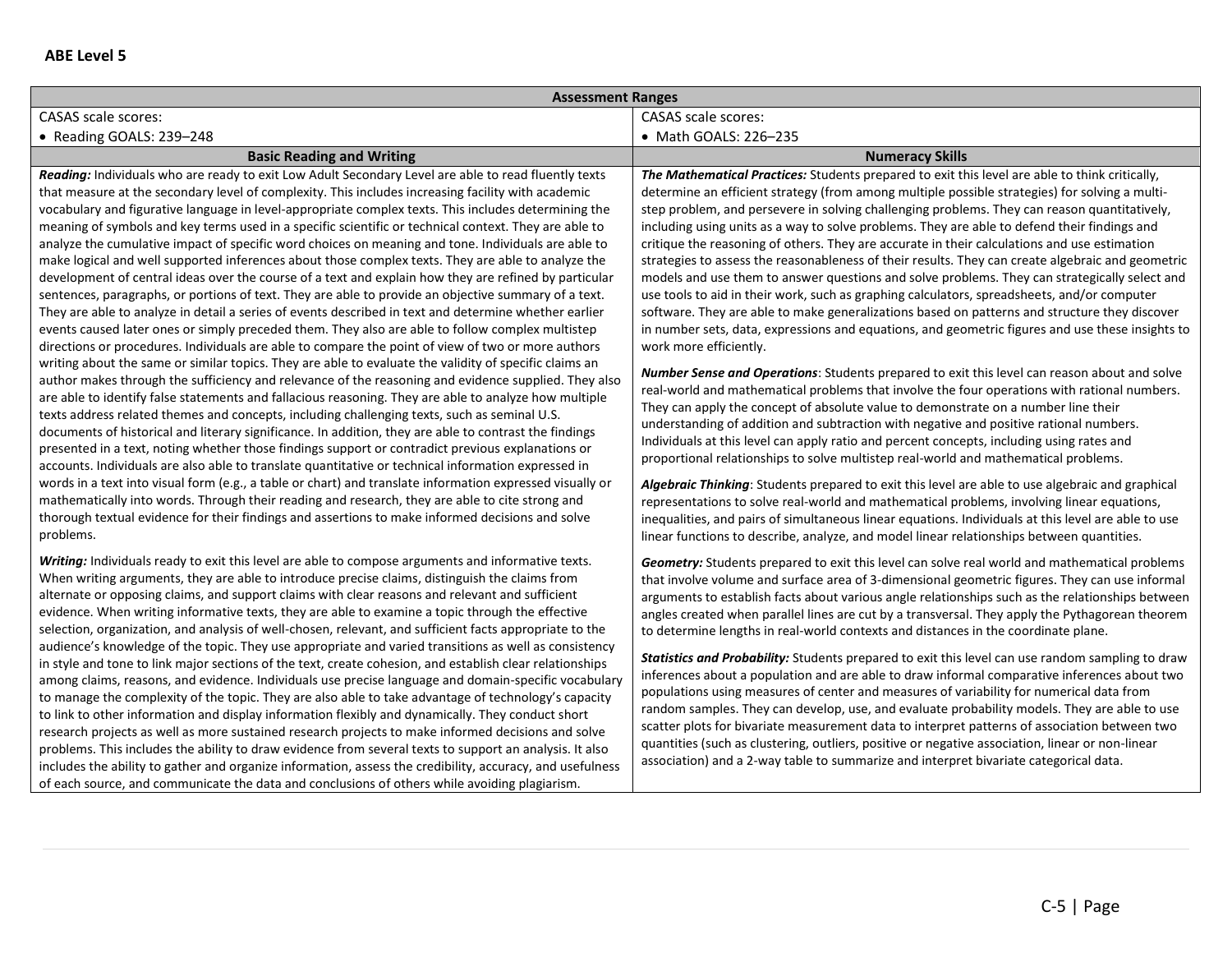## ABE Level 5

| Assessment Ranges | |
|---|---|
| CASAS scale scores:<br>• Reading GOALS: 239–248 | CASAS scale scores:<br>• Math GOALS: 226–235 |
| **Basic Reading and Writing** | **Numeracy Skills** |
| ***Reading:*** Individuals who are ready to exit Low Adult Secondary Level are able to read fluently texts that measure at the secondary level of complexity. This includes increasing facility with academic vocabulary and figurative language in level-appropriate complex texts. This includes determining the meaning of symbols and key terms used in a specific scientific or technical context. They are able to analyze the cumulative impact of specific word choices on meaning and tone. Individuals are able to make logical and well supported inferences about those complex texts. They are able to analyze the development of central ideas over the course of a text and explain how they are refined by particular sentences, paragraphs, or portions of text. They are able to provide an objective summary of a text. They are able to analyze in detail a series of events described in text and determine whether earlier events caused later ones or simply preceded them. They also are able to follow complex multistep directions or procedures. Individuals are able to compare the point of view of two or more authors writing about the same or similar topics. They are able to evaluate the validity of specific claims an author makes through the sufficiency and relevance of the reasoning and evidence supplied. They also are able to identify false statements and fallacious reasoning. They are able to analyze how multiple texts address related themes and concepts, including challenging texts, such as seminal U.S. documents of historical and literary significance. In addition, they are able to contrast the findings presented in a text, noting whether those findings support or contradict previous explanations or accounts. Individuals are also able to translate quantitative or technical information expressed in words in a text into visual form (e.g., a table or chart) and translate information expressed visually or mathematically into words. Through their reading and research, they are able to cite strong and thorough textual evidence for their findings and assertions to make informed decisions and solve problems.<br><br>***Writing:*** Individuals ready to exit this level are able to compose arguments and informative texts. When writing arguments, they are able to introduce precise claims, distinguish the claims from alternate or opposing claims, and support claims with clear reasons and relevant and sufficient evidence. When writing informative texts, they are able to examine a topic through the effective selection, organization, and analysis of well-chosen, relevant, and sufficient facts appropriate to the audience's knowledge of the topic. They use appropriate and varied transitions as well as consistency in style and tone to link major sections of the text, create cohesion, and establish clear relationships among claims, reasons, and evidence. Individuals use precise language and domain-specific vocabulary to manage the complexity of the topic. They are also able to take advantage of technology's capacity to link to other information and display information flexibly and dynamically. They conduct short research projects as well as more sustained research projects to make informed decisions and solve problems. This includes the ability to draw evidence from several texts to support an analysis. It also includes the ability to gather and organize information, assess the credibility, accuracy, and usefulness of each source, and communicate the data and conclusions of others while avoiding plagiarism. | ***The Mathematical Practices:*** Students prepared to exit this level are able to think critically, determine an efficient strategy (from among multiple possible strategies) for solving a multi-step problem, and persevere in solving challenging problems. They can reason quantitatively, including using units as a way to solve problems. They are able to defend their findings and critique the reasoning of others. They are accurate in their calculations and use estimation strategies to assess the reasonableness of their results. They can create algebraic and geometric models and use them to answer questions and solve problems. They can strategically select and use tools to aid in their work, such as graphing calculators, spreadsheets, and/or computer software. They are able to make generalizations based on patterns and structure they discover in number sets, data, expressions and equations, and geometric figures and use these insights to work more efficiently.<br><br>***Number Sense and Operations***: Students prepared to exit this level can reason about and solve real-world and mathematical problems that involve the four operations with rational numbers. They can apply the concept of absolute value to demonstrate on a number line their understanding of addition and subtraction with negative and positive rational numbers. Individuals at this level can apply ratio and percent concepts, including using rates and proportional relationships to solve multistep real-world and mathematical problems.<br><br>***Algebraic Thinking***: Students prepared to exit this level are able to use algebraic and graphical representations to solve real-world and mathematical problems, involving linear equations, inequalities, and pairs of simultaneous linear equations. Individuals at this level are able to use linear functions to describe, analyze, and model linear relationships between quantities.<br><br>***Geometry:*** Students prepared to exit this level can solve real world and mathematical problems that involve volume and surface area of 3-dimensional geometric figures. They can use informal arguments to establish facts about various angle relationships such as the relationships between angles created when parallel lines are cut by a transversal. They apply the Pythagorean theorem to determine lengths in real-world contexts and distances in the coordinate plane.<br><br>***Statistics and Probability:*** Students prepared to exit this level can use random sampling to draw inferences about a population and are able to draw informal comparative inferences about two populations using measures of center and measures of variability for numerical data from random samples. They can develop, use, and evaluate probability models. They are able to use scatter plots for bivariate measurement data to interpret patterns of association between two quantities (such as clustering, outliers, positive or negative association, linear or non-linear association) and a 2-way table to summarize and interpret bivariate categorical data. |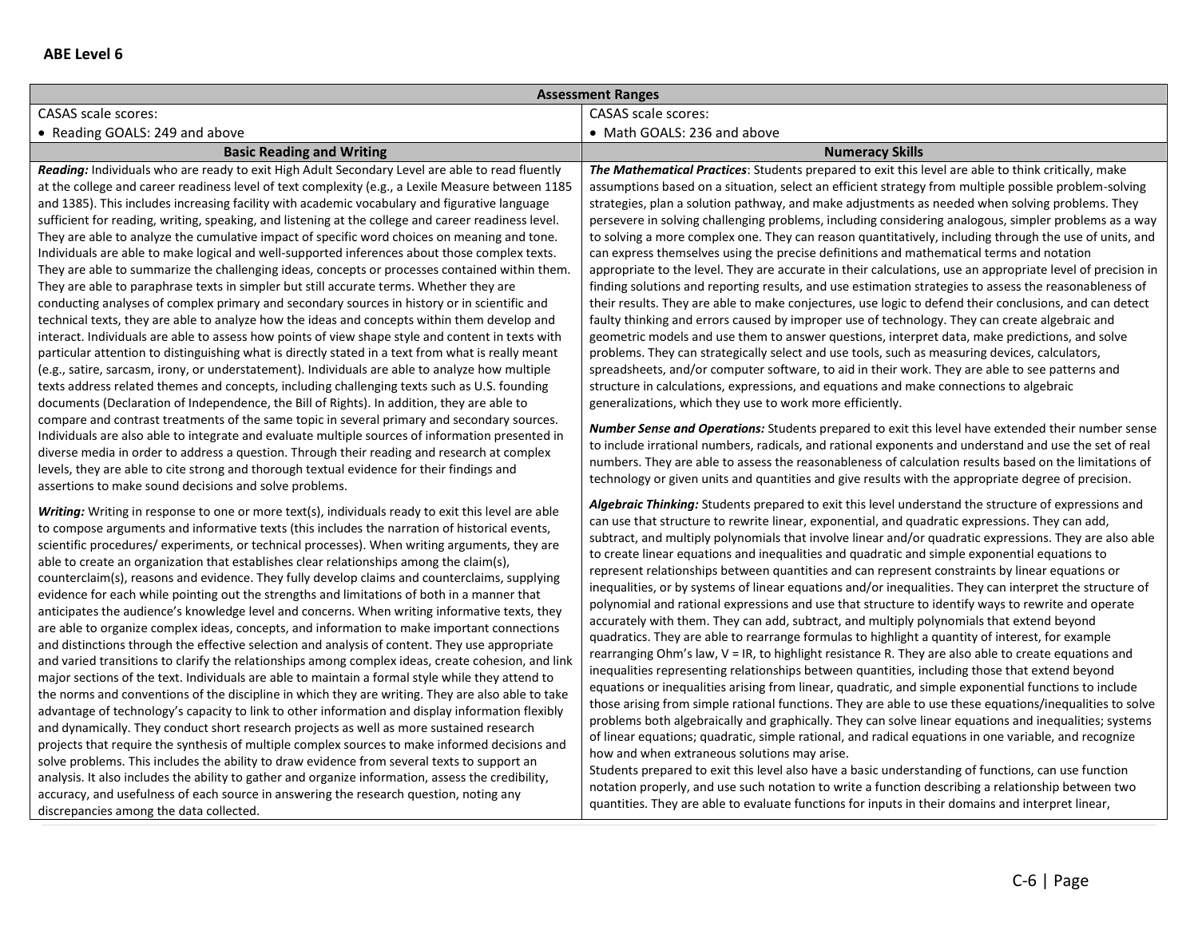## ABE Level 6

| Assessment Ranges | |
|---|---|
| CASAS scale scores:<br>• Reading GOALS: 249 and above | CASAS scale scores:<br>• Math GOALS: 236 and above |
| **Basic Reading and Writing** | **Numeracy Skills** |
| ***Reading:*** Individuals who are ready to exit High Adult Secondary Level are able to read fluently at the college and career readiness level of text complexity (e.g., a Lexile Measure between 1185 and 1385). This includes increasing facility with academic vocabulary and figurative language sufficient for reading, writing, speaking, and listening at the college and career readiness level. They are able to analyze the cumulative impact of specific word choices on meaning and tone. Individuals are able to make logical and well-supported inferences about those complex texts. They are able to summarize the challenging ideas, concepts or processes contained within them. They are able to paraphrase texts in simpler but still accurate terms. Whether they are conducting analyses of complex primary and secondary sources in history or in scientific and technical texts, they are able to analyze how the ideas and concepts within them develop and interact. Individuals are able to assess how points of view shape style and content in texts with particular attention to distinguishing what is directly stated in a text from what is really meant (e.g., satire, sarcasm, irony, or understatement). Individuals are able to analyze how multiple texts address related themes and concepts, including challenging texts such as U.S. founding documents (Declaration of Independence, the Bill of Rights). In addition, they are able to compare and contrast treatments of the same topic in several primary and secondary sources. Individuals are also able to integrate and evaluate multiple sources of information presented in diverse media in order to address a question. Through their reading and research at complex levels, they are able to cite strong and thorough textual evidence for their findings and assertions to make sound decisions and solve problems.<br><br>***Writing:*** Writing in response to one or more text(s), individuals ready to exit this level are able to compose arguments and informative texts (this includes the narration of historical events, scientific procedures/ experiments, or technical processes). When writing arguments, they are able to create an organization that establishes clear relationships among the claim(s), counterclaim(s), reasons and evidence. They fully develop claims and counterclaims, supplying evidence for each while pointing out the strengths and limitations of both in a manner that anticipates the audience's knowledge level and concerns. When writing informative texts, they are able to organize complex ideas, concepts, and information to make important connections and distinctions through the effective selection and analysis of content. They use appropriate and varied transitions to clarify the relationships among complex ideas, create cohesion, and link major sections of the text. Individuals are able to maintain a formal style while they attend to the norms and conventions of the discipline in which they are writing. They are also able to take advantage of technology's capacity to link to other information and display information flexibly and dynamically. They conduct short research projects as well as more sustained research projects that require the synthesis of multiple complex sources to make informed decisions and solve problems. This includes the ability to draw evidence from several texts to support an analysis. It also includes the ability to gather and organize information, assess the credibility, accuracy, and usefulness of each source in answering the research question, noting any discrepancies among the data collected. | ***The Mathematical Practices***: Students prepared to exit this level are able to think critically, make assumptions based on a situation, select an efficient strategy from multiple possible problem-solving strategies, plan a solution pathway, and make adjustments as needed when solving problems. They persevere in solving challenging problems, including considering analogous, simpler problems as a way to solving a more complex one. They can reason quantitatively, including through the use of units, and can express themselves using the precise definitions and mathematical terms and notation appropriate to the level. They are accurate in their calculations, use an appropriate level of precision in finding solutions and reporting results, and use estimation strategies to assess the reasonableness of their results. They are able to make conjectures, use logic to defend their conclusions, and can detect faulty thinking and errors caused by improper use of technology. They can create algebraic and geometric models and use them to answer questions, interpret data, make predictions, and solve problems. They can strategically select and use tools, such as measuring devices, calculators, spreadsheets, and/or computer software, to aid in their work. They are able to see patterns and structure in calculations, expressions, and equations and make connections to algebraic generalizations, which they use to work more efficiently.<br><br>***Number Sense and Operations:*** Students prepared to exit this level have extended their number sense to include irrational numbers, radicals, and rational exponents and understand and use the set of real numbers. They are able to assess the reasonableness of calculation results based on the limitations of technology or given units and quantities and give results with the appropriate degree of precision.<br><br>***Algebraic Thinking:*** Students prepared to exit this level understand the structure of expressions and can use that structure to rewrite linear, exponential, and quadratic expressions. They can add, subtract, and multiply polynomials that involve linear and/or quadratic expressions. They are also able to create linear equations and inequalities and quadratic and simple exponential equations to represent relationships between quantities and can represent constraints by linear equations or inequalities, or by systems of linear equations and/or inequalities. They can interpret the structure of polynomial and rational expressions and use that structure to identify ways to rewrite and operate accurately with them. They can add, subtract, and multiply polynomials that extend beyond quadratics. They are able to rearrange formulas to highlight a quantity of interest, for example rearranging Ohm's law, $V = IR$, to highlight resistance $R$. They are also able to create equations and inequalities representing relationships between quantities, including those that extend beyond equations or inequalities arising from linear, quadratic, and simple exponential functions to include those arising from simple rational functions. They are able to use these equations/inequalities to solve problems both algebraically and graphically. They can solve linear equations and inequalities; systems of linear equations; quadratic, simple rational, and radical equations in one variable, and recognize how and when extraneous solutions may arise.<br>Students prepared to exit this level also have a basic understanding of functions, can use function notation properly, and use such notation to write a function describing a relationship between two quantities. They are able to evaluate functions for inputs in their domains and interpret linear, |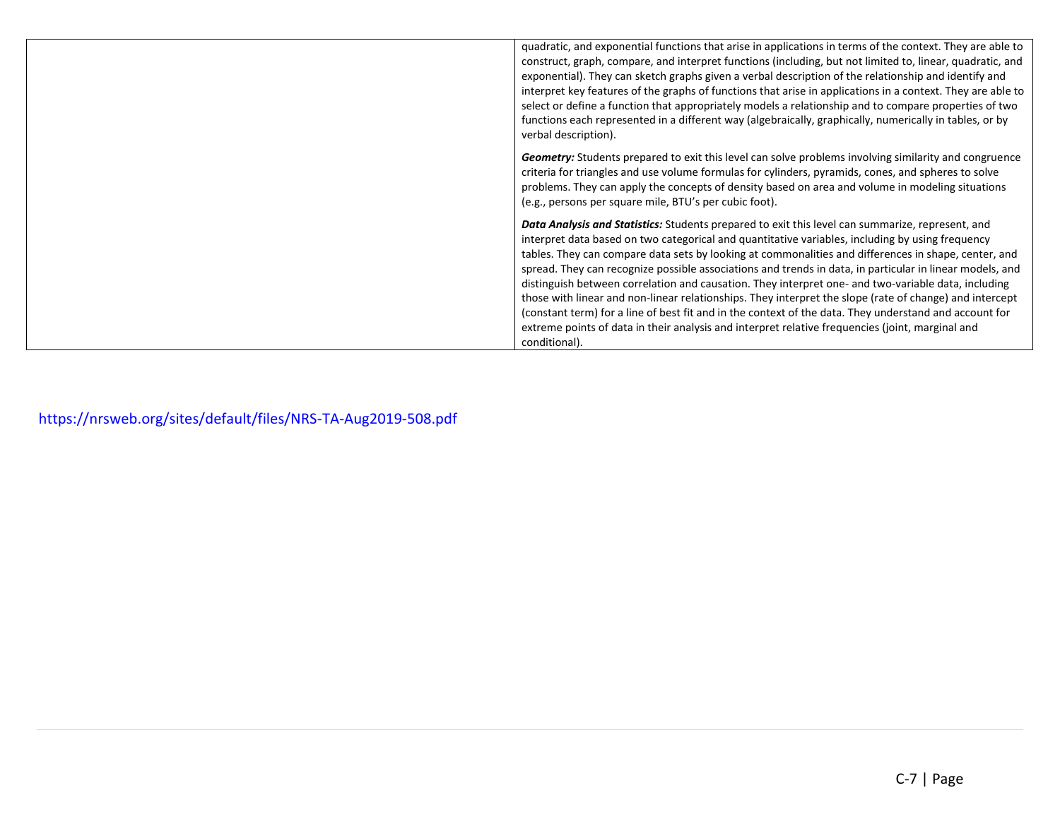| | |
|---|---|
| | quadratic, and exponential functions that arise in applications in terms of the context. They are able to construct, graph, compare, and interpret functions (including, but not limited to, linear, quadratic, and exponential). They can sketch graphs given a verbal description of the relationship and identify and interpret key features of the graphs of functions that arise in applications in a context. They are able to select or define a function that appropriately models a relationship and to compare properties of two functions each represented in a different way (algebraically, graphically, numerically in tables, or by verbal description).<br><br>***Geometry:*** Students prepared to exit this level can solve problems involving similarity and congruence criteria for triangles and use volume formulas for cylinders, pyramids, cones, and spheres to solve problems. They can apply the concepts of density based on area and volume in modeling situations (e.g., persons per square mile, BTU's per cubic foot).<br><br>***Data Analysis and Statistics:*** Students prepared to exit this level can summarize, represent, and interpret data based on two categorical and quantitative variables, including by using frequency tables. They can compare data sets by looking at commonalities and differences in shape, center, and spread. They can recognize possible associations and trends in data, in particular in linear models, and distinguish between correlation and causation. They interpret one- and two-variable data, including those with linear and non-linear relationships. They interpret the slope (rate of change) and intercept (constant term) for a line of best fit and in the context of the data. They understand and account for extreme points of data in their analysis and interpret relative frequencies (joint, marginal and conditional). |

https://nrsweb.org/sites/default/files/NRS-TA-Aug2019-508.pdf